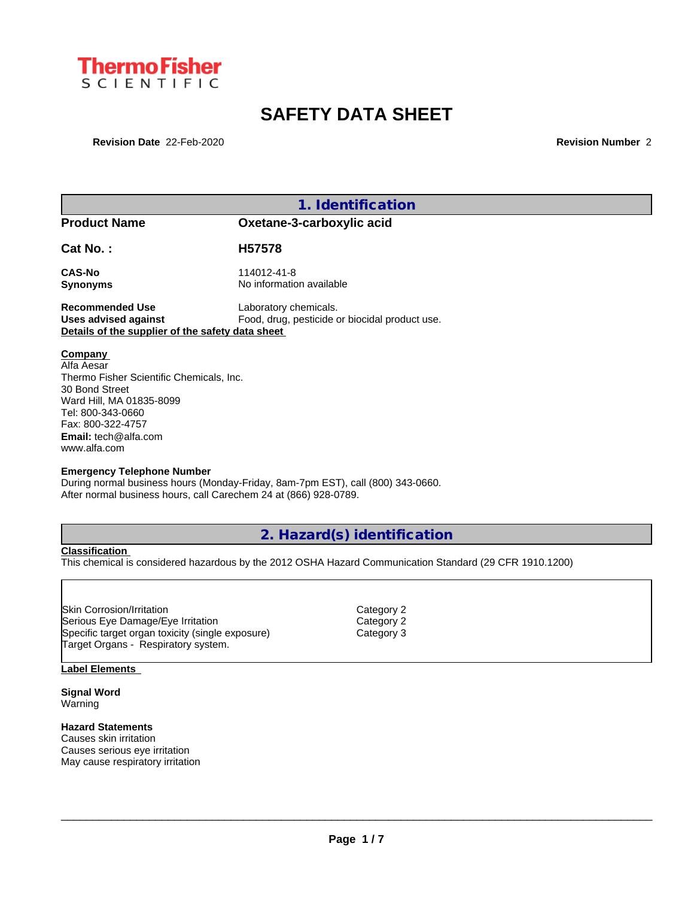Thermo Fisher SCIENTIFIC

# SAFETY DATA SHEET

**Revision Date** 22-Feb-2020 **Revision Number** 2

## 1. Identification

| | |
|---|---|
| **Product Name** | **Oxetane-3-carboxylic acid** |
| **Cat No. :** | **H57578** |
| **CAS-No** | 114012-41-8 |
| **Synonyms** | No information available |
| **Recommended Use** | Laboratory chemicals. |
| **Uses advised against** | Food, drug, pesticide or biocidal product use. |

**Details of the supplier of the safety data sheet**

**Company**
Alfa Aesar
Thermo Fisher Scientific Chemicals, Inc.
30 Bond Street
Ward Hill, MA 01835-8099
Tel: 800-343-0660
Fax: 800-322-4757
**Email:** tech@alfa.com
www.alfa.com

**Emergency Telephone Number**
During normal business hours (Monday-Friday, 8am-7pm EST), call (800) 343-0660.
After normal business hours, call Carechem 24 at (866) 928-0789.

## 2. Hazard(s) identification

**Classification**
This chemical is considered hazardous by the 2012 OSHA Hazard Communication Standard (29 CFR 1910.1200)

| | |
|---|---|
| Skin Corrosion/Irritation | Category 2 |
| Serious Eye Damage/Eye Irritation | Category 2 |
| Specific target organ toxicity (single exposure) | Category 3 |
| Target Organs - Respiratory system. | |

**Label Elements**

**Signal Word**
Warning

**Hazard Statements**
Causes skin irritation
Causes serious eye irritation
May cause respiratory irritation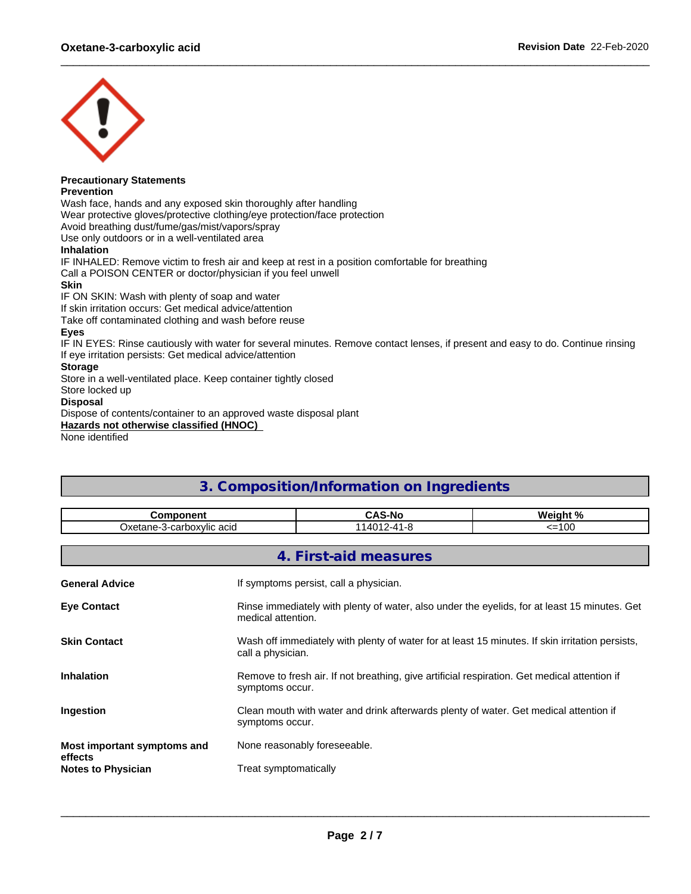**Precautionary Statements**

**Prevention**

Wash face, hands and any exposed skin thoroughly after handling
Wear protective gloves/protective clothing/eye protection/face protection
Avoid breathing dust/fume/gas/mist/vapors/spray
Use only outdoors or in a well-ventilated area

**Inhalation**

IF INHALED: Remove victim to fresh air and keep at rest in a position comfortable for breathing
Call a POISON CENTER or doctor/physician if you feel unwell

**Skin**

IF ON SKIN: Wash with plenty of soap and water
If skin irritation occurs: Get medical advice/attention
Take off contaminated clothing and wash before reuse

**Eyes**

IF IN EYES: Rinse cautiously with water for several minutes. Remove contact lenses, if present and easy to do. Continue rinsing
If eye irritation persists: Get medical advice/attention

**Storage**

Store in a well-ventilated place. Keep container tightly closed
Store locked up

**Disposal**

Dispose of contents/container to an approved waste disposal plant

**Hazards not otherwise classified (HNOC)**

None identified

## 3. Composition/Information on Ingredients

| Component | CAS-No | Weight % |
| --- | --- | --- |
| Oxetane-3-carboxylic acid | 114012-41-8 | <=100 |

## 4. First-aid measures

**General Advice** If symptoms persist, call a physician.

**Eye Contact** Rinse immediately with plenty of water, also under the eyelids, for at least 15 minutes. Get medical attention.

**Skin Contact** Wash off immediately with plenty of water for at least 15 minutes. If skin irritation persists, call a physician.

**Inhalation** Remove to fresh air. If not breathing, give artificial respiration. Get medical attention if symptoms occur.

**Ingestion** Clean mouth with water and drink afterwards plenty of water. Get medical attention if symptoms occur.

**Most important symptoms and effects** None reasonably foreseeable.

**Notes to Physician** Treat symptomatically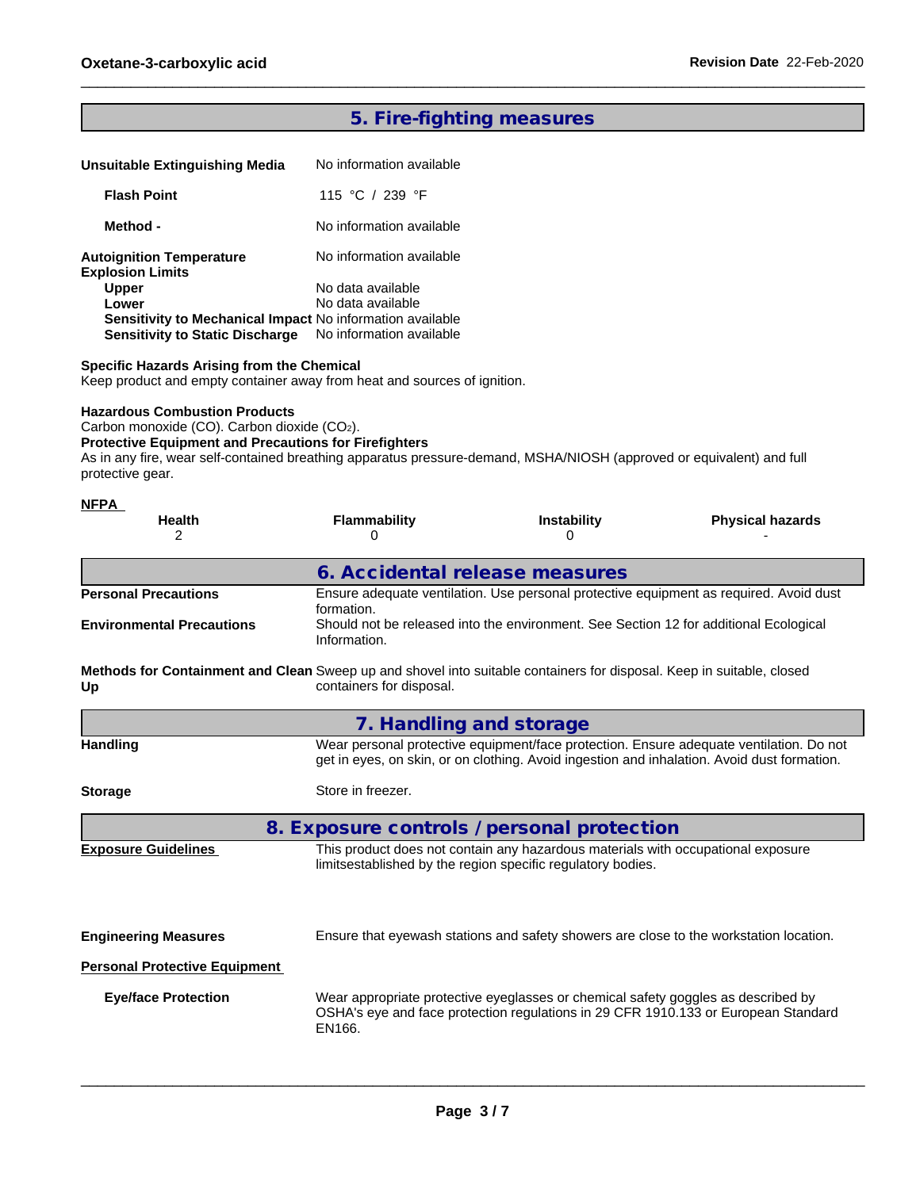## 5. Fire-fighting measures

**Unsuitable Extinguishing Media** No information available

**Flash Point** 115 °C / 239 °F

**Method -** No information available

**Autoignition Temperature** No information available

**Explosion Limits**

**Upper** No data available

**Lower** No data available

**Sensitivity to Mechanical Impact** No information available

**Sensitivity to Static Discharge** No information available

**Specific Hazards Arising from the Chemical**

Keep product and empty container away from heat and sources of ignition.

**Hazardous Combustion Products**

Carbon monoxide (CO). Carbon dioxide ($CO_2$).

**Protective Equipment and Precautions for Firefighters**

As in any fire, wear self-contained breathing apparatus pressure-demand, MSHA/NIOSH (approved or equivalent) and full protective gear.

**NFPA**

| Health | Flammability | Instability | Physical hazards |
|---|---|---|---|
| 2 | 0 | 0 | - |

## 6. Accidental release measures

**Personal Precautions** Ensure adequate ventilation. Use personal protective equipment as required. Avoid dust formation.

**Environmental Precautions** Should not be released into the environment. See Section 12 for additional Ecological Information.

**Methods for Containment and Clean Up** Sweep up and shovel into suitable containers for disposal. Keep in suitable, closed containers for disposal.

## 7. Handling and storage

**Handling** Wear personal protective equipment/face protection. Ensure adequate ventilation. Do not get in eyes, on skin, or on clothing. Avoid ingestion and inhalation. Avoid dust formation.

**Storage** Store in freezer.

## 8. Exposure controls / personal protection

**Exposure Guidelines** This product does not contain any hazardous materials with occupational exposure limitsestablished by the region specific regulatory bodies.

**Engineering Measures** Ensure that eyewash stations and safety showers are close to the workstation location.

**Personal Protective Equipment**

**Eye/face Protection** Wear appropriate protective eyeglasses or chemical safety goggles as described by OSHA's eye and face protection regulations in 29 CFR 1910.133 or European Standard EN166.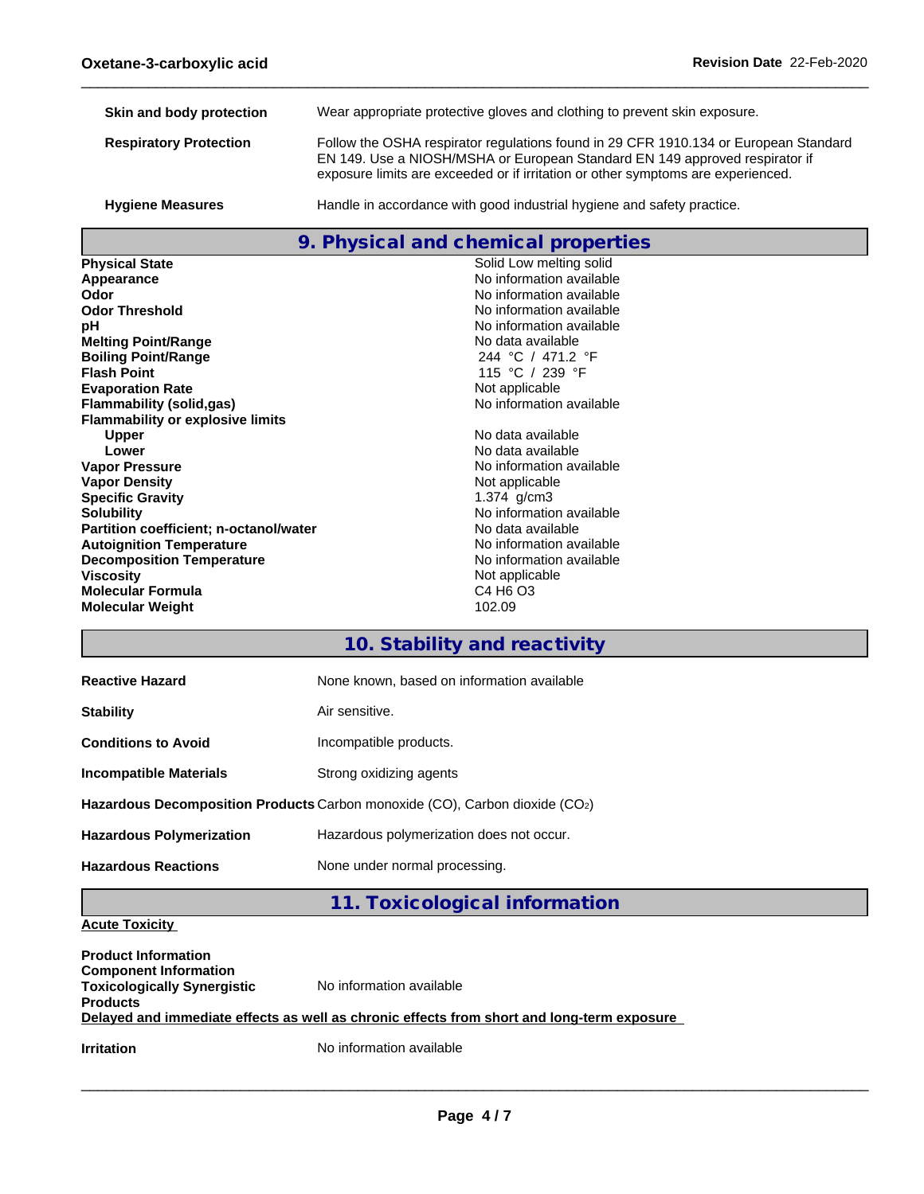| | |
|---|---|
| **Skin and body protection** | Wear appropriate protective gloves and clothing to prevent skin exposure. |
| **Respiratory Protection** | Follow the OSHA respirator regulations found in 29 CFR 1910.134 or European Standard EN 149. Use a NIOSH/MSHA or European Standard EN 149 approved respirator if exposure limits are exceeded or if irritation or other symptoms are experienced. |
| **Hygiene Measures** | Handle in accordance with good industrial hygiene and safety practice. |

## 9. Physical and chemical properties

| | |
|---|---|
| **Physical State** | Solid Low melting solid |
| **Appearance** | No information available |
| **Odor** | No information available |
| **Odor Threshold** | No information available |
| **pH** | No information available |
| **Melting Point/Range** | No data available |
| **Boiling Point/Range** | 244 °C / 471.2 °F |
| **Flash Point** | 115 °C / 239 °F |
| **Evaporation Rate** | Not applicable |
| **Flammability (solid,gas)** | No information available |
| **Flammability or explosive limits** | |
| **Upper** | No data available |
| **Lower** | No data available |
| **Vapor Pressure** | No information available |
| **Vapor Density** | Not applicable |
| **Specific Gravity** | 1.374 g/cm3 |
| **Solubility** | No information available |
| **Partition coefficient; n-octanol/water** | No data available |
| **Autoignition Temperature** | No information available |
| **Decomposition Temperature** | No information available |
| **Viscosity** | Not applicable |
| **Molecular Formula** | $C_4H_6O_3$ |
| **Molecular Weight** | 102.09 |

## 10. Stability and reactivity

| | |
|---|---|
| **Reactive Hazard** | None known, based on information available |
| **Stability** | Air sensitive. |
| **Conditions to Avoid** | Incompatible products. |
| **Incompatible Materials** | Strong oxidizing agents |
| **Hazardous Decomposition Products** | Carbon monoxide (CO), Carbon dioxide ($CO_2$) |
| **Hazardous Polymerization** | Hazardous polymerization does not occur. |
| **Hazardous Reactions** | None under normal processing. |

## 11. Toxicological information

**Acute Toxicity**

**Product Information**
**Component Information**
**Toxicologically Synergistic Products** No information available

**Delayed and immediate effects as well as chronic effects from short and long-term exposure**

**Irritation** No information available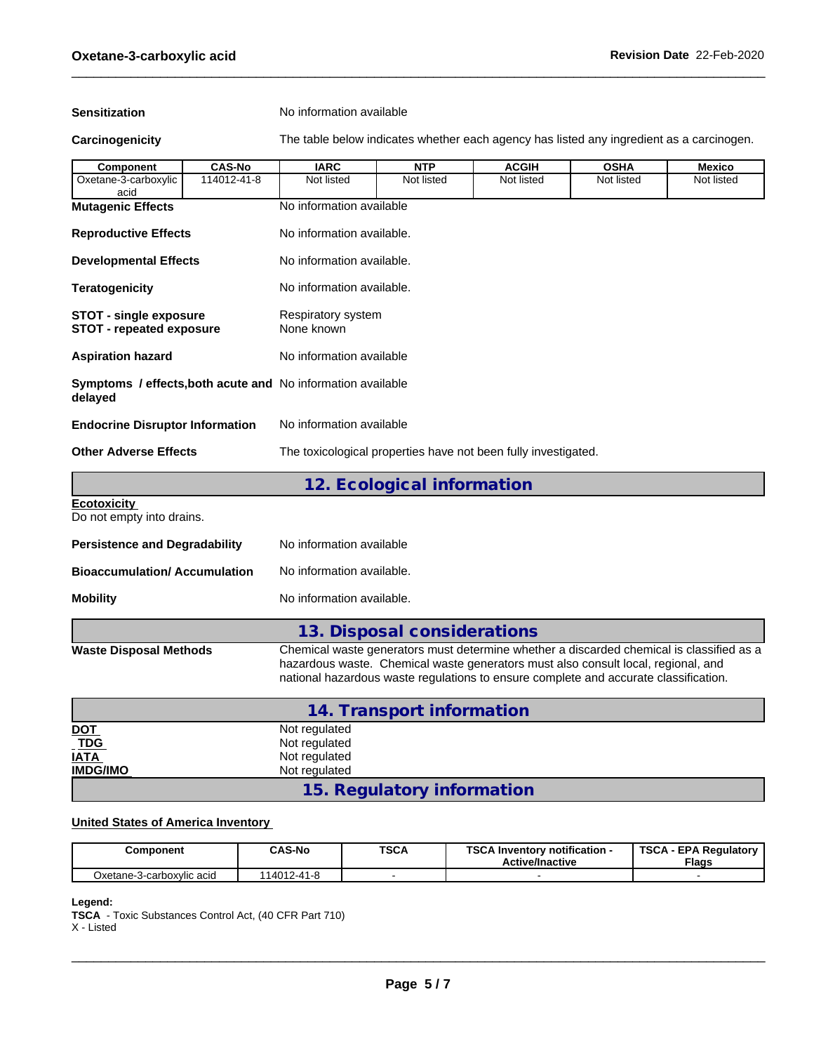**Sensitization** No information available

**Carcinogenicity** The table below indicates whether each agency has listed any ingredient as a carcinogen.

| Component | CAS-No | IARC | NTP | ACGIH | OSHA | Mexico |
|---|---|---|---|---|---|---|
| Oxetane-3-carboxylic acid | 114012-41-8 | Not listed | Not listed | Not listed | Not listed | Not listed |

**Mutagenic Effects** No information available

**Reproductive Effects** No information available.

**Developmental Effects** No information available.

**Teratogenicity** No information available.

**STOT - single exposure** Respiratory system
**STOT - repeated exposure** None known

**Aspiration hazard** No information available

**Symptoms / effects,both acute and delayed** No information available

**Endocrine Disruptor Information** No information available

**Other Adverse Effects** The toxicological properties have not been fully investigated.

## 12. Ecological information

**Ecotoxicity**
Do not empty into drains.

**Persistence and Degradability** No information available

**Bioaccumulation/ Accumulation** No information available.

**Mobility** No information available.

## 13. Disposal considerations

**Waste Disposal Methods** Chemical waste generators must determine whether a discarded chemical is classified as a hazardous waste. Chemical waste generators must also consult local, regional, and national hazardous waste regulations to ensure complete and accurate classification.

## 14. Transport information

**DOT** Not regulated
**TDG** Not regulated
**IATA** Not regulated
**IMDG/IMO** Not regulated

## 15. Regulatory information

**United States of America Inventory**

| Component | CAS-No | TSCA | TSCA Inventory notification - Active/Inactive | TSCA - EPA Regulatory Flags |
|---|---|---|---|---|
| Oxetane-3-carboxylic acid | 114012-41-8 | - | - | - |

**Legend:**
**TSCA** - Toxic Substances Control Act, (40 CFR Part 710)
X - Listed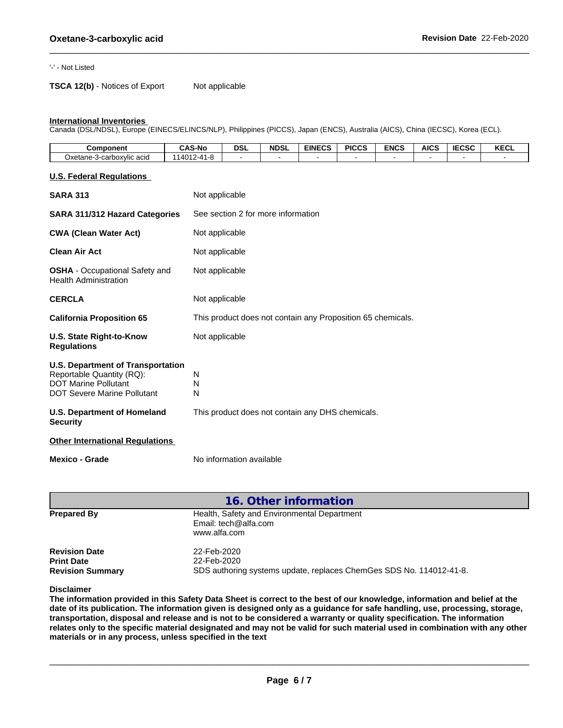'-' - Not Listed

**TSCA 12(b)** - Notices of Export Not applicable

**International Inventories**
Canada (DSL/NDSL), Europe (EINECS/ELINCS/NLP), Philippines (PICCS), Japan (ENCS), Australia (AICS), China (IECSC), Korea (ECL).

| Component | CAS-No | DSL | NDSL | EINECS | PICCS | ENCS | AICS | IECSC | KECL |
|---|---|---|---|---|---|---|---|---|---|
| Oxetane-3-carboxylic acid | 114012-41-8 | - | - | - | - | - | - | - | - |

**U.S. Federal Regulations**

**SARA 313** Not applicable

**SARA 311/312 Hazard Categories** See section 2 for more information

**CWA (Clean Water Act)** Not applicable

**Clean Air Act** Not applicable

**OSHA** - Occupational Safety and Health Administration Not applicable

**CERCLA** Not applicable

**California Proposition 65** This product does not contain any Proposition 65 chemicals.

**U.S. State Right-to-Know Regulations** Not applicable

**U.S. Department of Transportation**
Reportable Quantity (RQ): N
DOT Marine Pollutant N
DOT Severe Marine Pollutant N

**U.S. Department of Homeland Security** This product does not contain any DHS chemicals.

**Other International Regulations**

**Mexico - Grade** No information available

## 16. Other information

**Prepared By** Health, Safety and Environmental Department
Email: tech@alfa.com
www.alfa.com

**Revision Date** 22-Feb-2020
**Print Date** 22-Feb-2020
**Revision Summary** SDS authoring systems update, replaces ChemGes SDS No. 114012-41-8.

**Disclaimer**
**The information provided in this Safety Data Sheet is correct to the best of our knowledge, information and belief at the date of its publication. The information given is designed only as a guidance for safe handling, use, processing, storage, transportation, disposal and release and is not to be considered a warranty or quality specification. The information relates only to the specific material designated and may not be valid for such material used in combination with any other materials or in any process, unless specified in the text**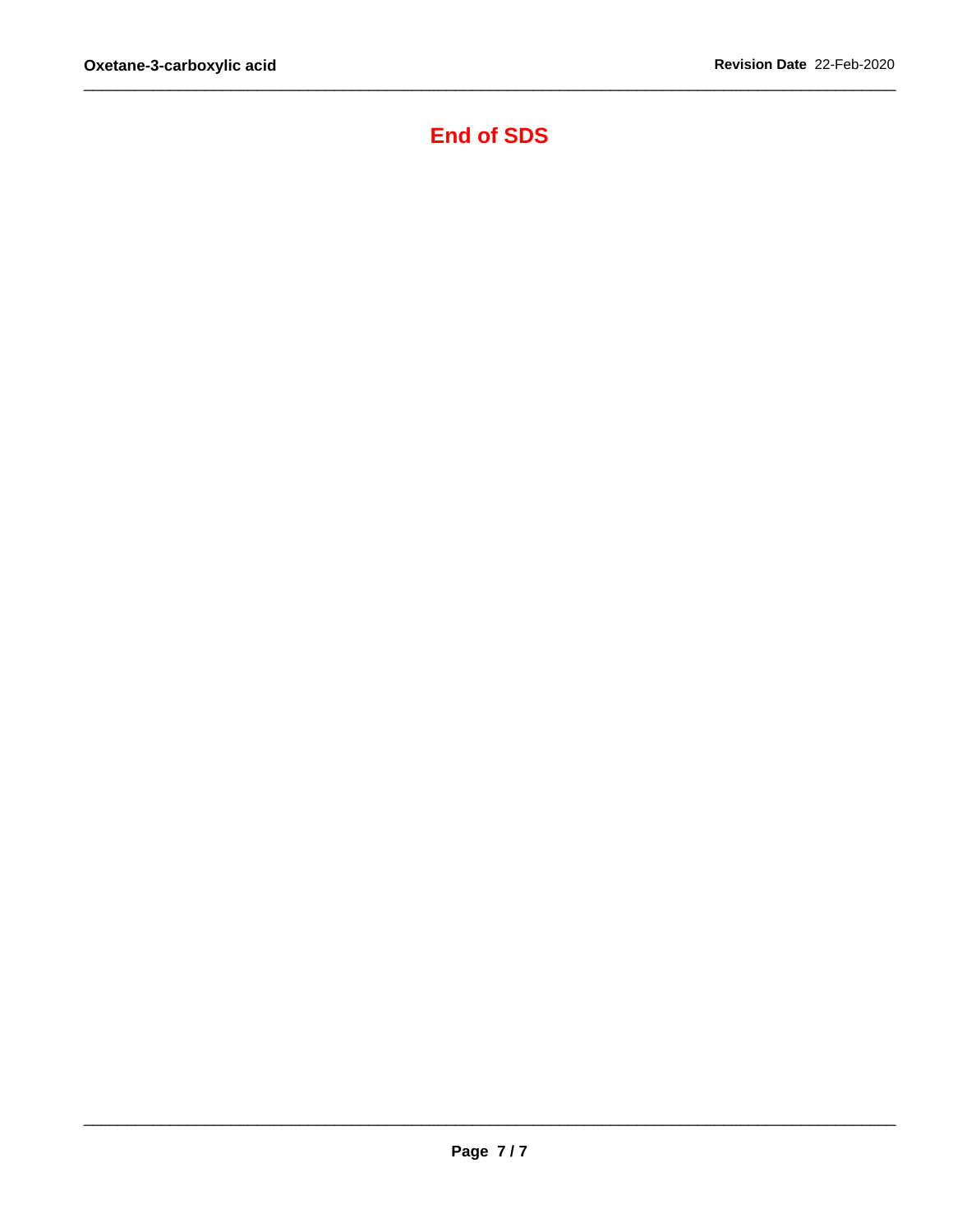**End of SDS**